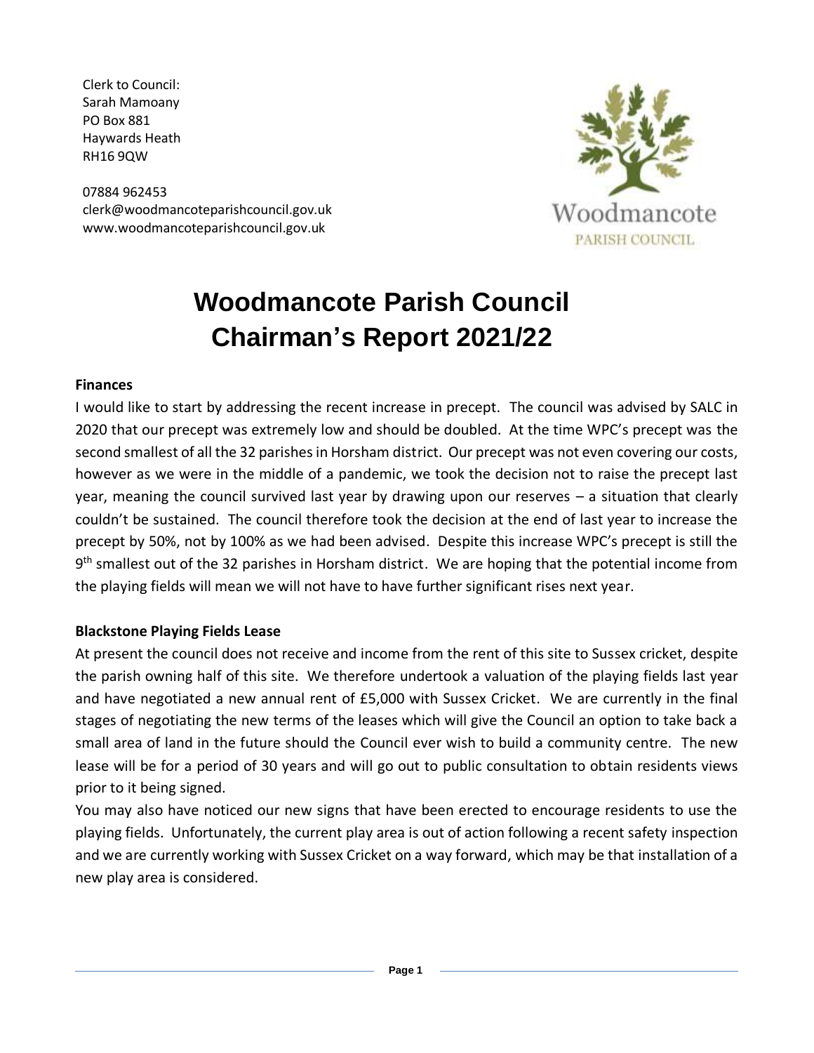Clerk to Council:
Sarah Mamoany
PO Box 881
Haywards Heath
RH16 9QW

07884 962453
clerk@woodmancoteparishcouncil.gov.uk
www.woodmancoteparishcouncil.gov.uk

Woodmancote
PARISH COUNCIL

# Woodmancote Parish Council Chairman's Report 2021/22

**Finances**

I would like to start by addressing the recent increase in precept. The council was advised by SALC in 2020 that our precept was extremely low and should be doubled. At the time WPC's precept was the second smallest of all the 32 parishes in Horsham district. Our precept was not even covering our costs, however as we were in the middle of a pandemic, we took the decision not to raise the precept last year, meaning the council survived last year by drawing upon our reserves – a situation that clearly couldn't be sustained. The council therefore took the decision at the end of last year to increase the precept by 50%, not by 100% as we had been advised. Despite this increase WPC's precept is still the 9th smallest out of the 32 parishes in Horsham district. We are hoping that the potential income from the playing fields will mean we will not have to have further significant rises next year.

**Blackstone Playing Fields Lease**

At present the council does not receive and income from the rent of this site to Sussex cricket, despite the parish owning half of this site. We therefore undertook a valuation of the playing fields last year and have negotiated a new annual rent of £5,000 with Sussex Cricket. We are currently in the final stages of negotiating the new terms of the leases which will give the Council an option to take back a small area of land in the future should the Council ever wish to build a community centre. The new lease will be for a period of 30 years and will go out to public consultation to obtain residents views prior to it being signed.

You may also have noticed our new signs that have been erected to encourage residents to use the playing fields. Unfortunately, the current play area is out of action following a recent safety inspection and we are currently working with Sussex Cricket on a way forward, which may be that installation of a new play area is considered.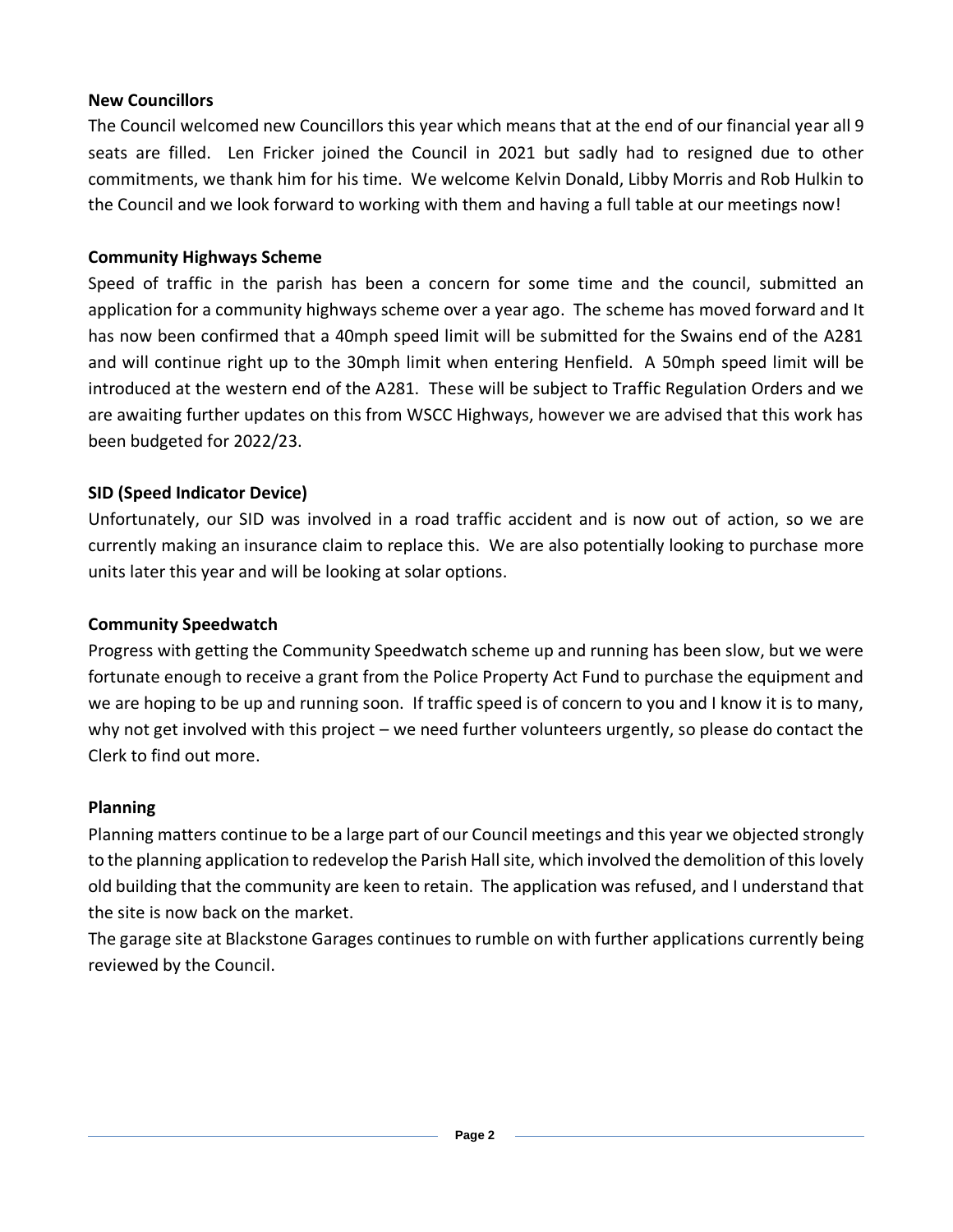**New Councillors**

The Council welcomed new Councillors this year which means that at the end of our financial year all 9 seats are filled. Len Fricker joined the Council in 2021 but sadly had to resigned due to other commitments, we thank him for his time. We welcome Kelvin Donald, Libby Morris and Rob Hulkin to the Council and we look forward to working with them and having a full table at our meetings now!

**Community Highways Scheme**

Speed of traffic in the parish has been a concern for some time and the council, submitted an application for a community highways scheme over a year ago. The scheme has moved forward and It has now been confirmed that a 40mph speed limit will be submitted for the Swains end of the A281 and will continue right up to the 30mph limit when entering Henfield. A 50mph speed limit will be introduced at the western end of the A281. These will be subject to Traffic Regulation Orders and we are awaiting further updates on this from WSCC Highways, however we are advised that this work has been budgeted for 2022/23.

**SID (Speed Indicator Device)**

Unfortunately, our SID was involved in a road traffic accident and is now out of action, so we are currently making an insurance claim to replace this. We are also potentially looking to purchase more units later this year and will be looking at solar options.

**Community Speedwatch**

Progress with getting the Community Speedwatch scheme up and running has been slow, but we were fortunate enough to receive a grant from the Police Property Act Fund to purchase the equipment and we are hoping to be up and running soon. If traffic speed is of concern to you and I know it is to many, why not get involved with this project – we need further volunteers urgently, so please do contact the Clerk to find out more.

**Planning**

Planning matters continue to be a large part of our Council meetings and this year we objected strongly to the planning application to redevelop the Parish Hall site, which involved the demolition of this lovely old building that the community are keen to retain. The application was refused, and I understand that the site is now back on the market.

The garage site at Blackstone Garages continues to rumble on with further applications currently being reviewed by the Council.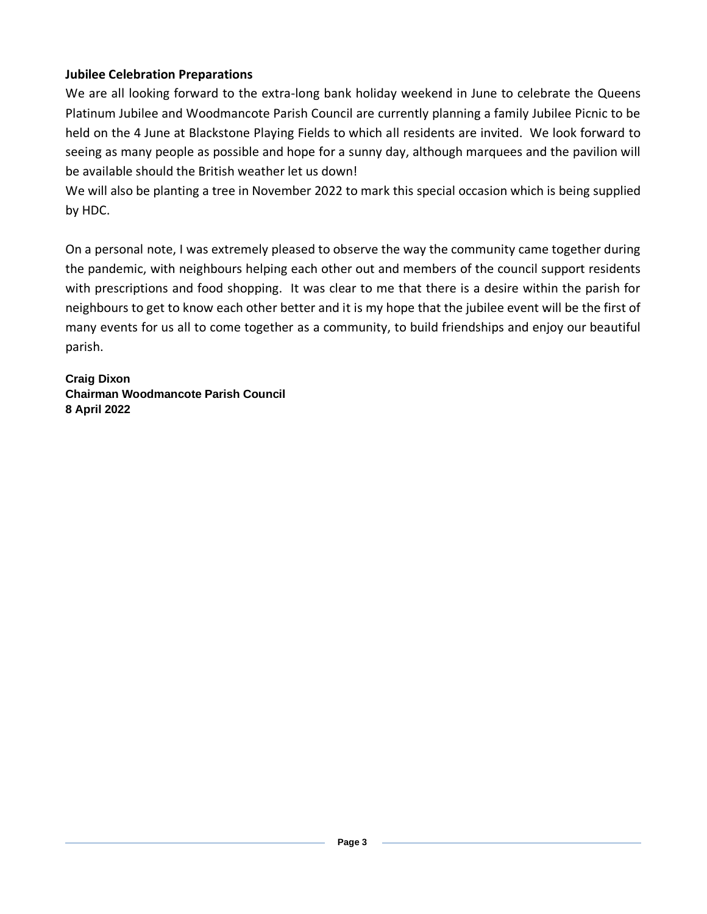**Jubilee Celebration Preparations**

We are all looking forward to the extra-long bank holiday weekend in June to celebrate the Queens Platinum Jubilee and Woodmancote Parish Council are currently planning a family Jubilee Picnic to be held on the 4 June at Blackstone Playing Fields to which all residents are invited. We look forward to seeing as many people as possible and hope for a sunny day, although marquees and the pavilion will be available should the British weather let us down!

We will also be planting a tree in November 2022 to mark this special occasion which is being supplied by HDC.

On a personal note, I was extremely pleased to observe the way the community came together during the pandemic, with neighbours helping each other out and members of the council support residents with prescriptions and food shopping. It was clear to me that there is a desire within the parish for neighbours to get to know each other better and it is my hope that the jubilee event will be the first of many events for us all to come together as a community, to build friendships and enjoy our beautiful parish.

**Craig Dixon**
**Chairman Woodmancote Parish Council**
**8 April 2022**